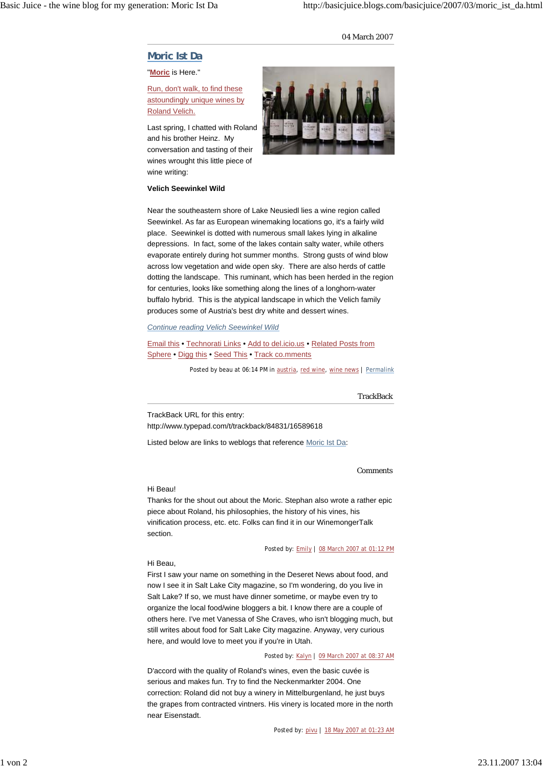04 March 2007

## Moric Ist Da

"**Moric** is Here."

Run, don't walk, to find these astoundingly unique wines by Roland Velich.

Last spring, I chatted with Roland and his brother Heinz. My conversation and tasting of their wines wrought this little piece of wine writing:

**Velich Seewinkel Wild**

Near the southeastern shore of Lake Neusiedl lies a wine region called Seewinkel. As far as European winemaking locations go, it's a fairly wild place. Seewinkel is dotted with numerous small lakes lying in alkaline depressions. In fact, some of the lakes contain salty water, while others evaporate entirely during hot summer months. Strong gusts of wind blow across low vegetation and wide open sky. There are also herds of cattle dotting the landscape. This ruminant, which has been herded in the region for centuries, looks like something along the lines of a longhorn-water buffalo hybrid. This is the atypical landscape in which the Velich family produces some of Austria's best dry white and dessert wines.

*Continue reading Velich Seewinkel Wild*

Email this • Technorati Links • Add to del.icio.us • Related Posts from Sphere • Digg this • Seed This • Track co.mments

Posted by beau at 06:14 PM in austria, red wine, wine news | Permalink

### TrackBack

TrackBack URL for this entry:
http://www.typepad.com/t/trackback/84831/16589618

Listed below are links to weblogs that reference Moric Ist Da:

### Comments

Hi Beau!
Thanks for the shout out about the Moric. Stephan also wrote a rather epic piece about Roland, his philosophies, the history of his vines, his vinification process, etc. etc. Folks can find it in our WinemongerTalk section.

Posted by: Emily | 08 March 2007 at 01:12 PM

Hi Beau,
First I saw your name on something in the Deseret News about food, and now I see it in Salt Lake City magazine, so I'm wondering, do you live in Salt Lake? If so, we must have dinner sometime, or maybe even try to organize the local food/wine bloggers a bit. I know there are a couple of others here. I've met Vanessa of She Craves, who isn't blogging much, but still writes about food for Salt Lake City magazine. Anyway, very curious here, and would love to meet you if you're in Utah.

Posted by: Kalyn | 09 March 2007 at 08:37 AM

D'accord with the quality of Roland's wines, even the basic cuvée is serious and makes fun. Try to find the Neckenmarkter 2004. One correction: Roland did not buy a winery in Mittelburgenland, he just buys the grapes from contracted vintners. His vinery is located more in the north near Eisenstadt.

Posted by: pivu | 18 May 2007 at 01:23 AM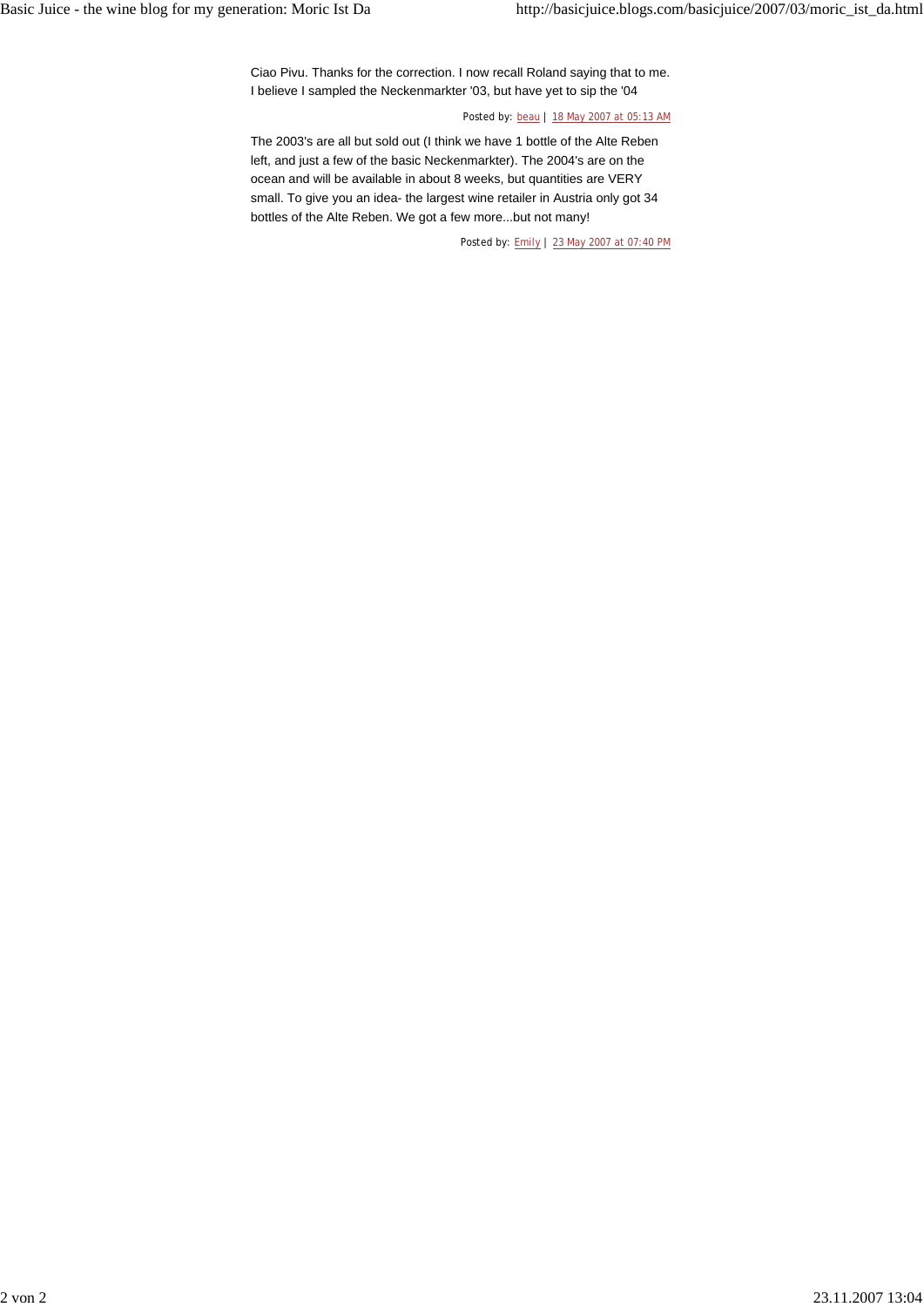Ciao Pivu. Thanks for the correction. I now recall Roland saying that to me. I believe I sampled the Neckenmarkter '03, but have yet to sip the '04

Posted by: beau | 18 May 2007 at 05:13 AM

The 2003's are all but sold out (I think we have 1 bottle of the Alte Reben left, and just a few of the basic Neckenmarkter). The 2004's are on the ocean and will be available in about 8 weeks, but quantities are VERY small. To give you an idea- the largest wine retailer in Austria only got 34 bottles of the Alte Reben. We got a few more...but not many!

Posted by: Emily | 23 May 2007 at 07:40 PM